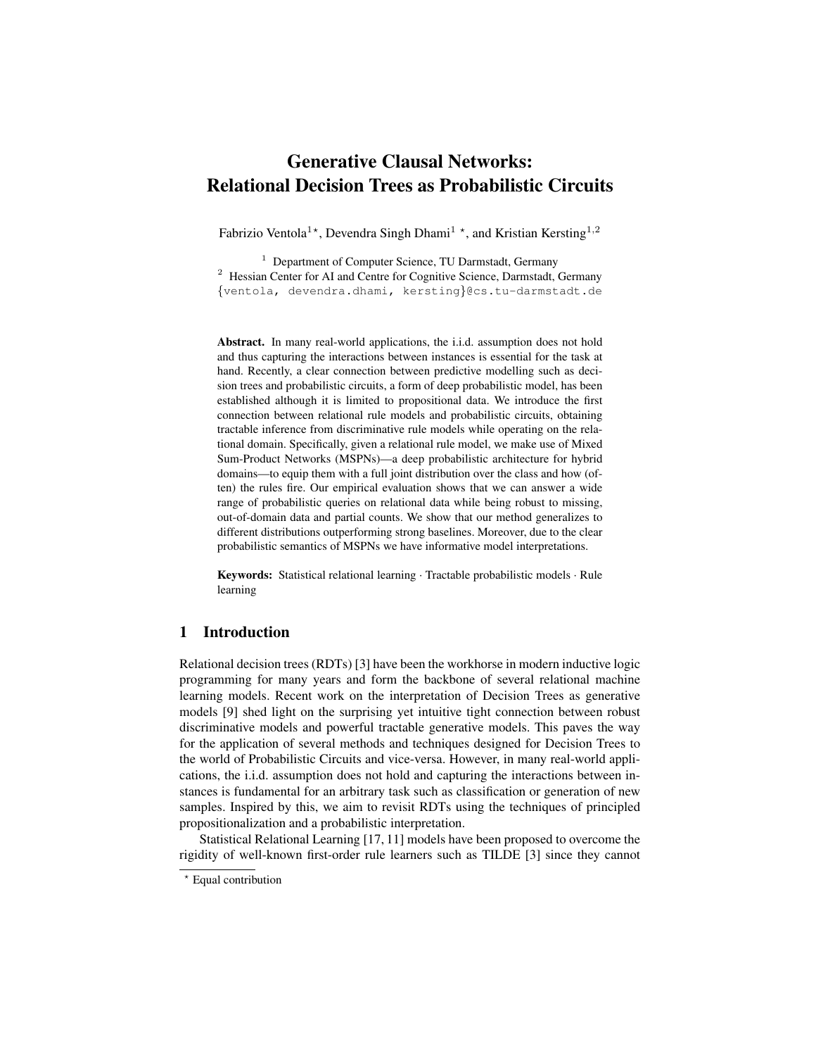# Generative Clausal Networks: Relational Decision Trees as Probabilistic Circuits

Fabrizio Ventola[1]*, Devendra Singh Dhami[1] *, and Kristian Kersting[1,2]

[1] Department of Computer Science, TU Darmstadt, Germany
[2] Hessian Center for AI and Centre for Cognitive Science, Darmstadt, Germany
{ventola, devendra.dhami, kersting}@cs.tu-darmstadt.de

**Abstract.** In many real-world applications, the i.i.d. assumption does not hold and thus capturing the interactions between instances is essential for the task at hand. Recently, a clear connection between predictive modelling such as decision trees and probabilistic circuits, a form of deep probabilistic model, has been established although it is limited to propositional data. We introduce the first connection between relational rule models and probabilistic circuits, obtaining tractable inference from discriminative rule models while operating on the relational domain. Specifically, given a relational rule model, we make use of Mixed Sum-Product Networks (MSPNs)—a deep probabilistic architecture for hybrid domains—to equip them with a full joint distribution over the class and how (often) the rules fire. Our empirical evaluation shows that we can answer a wide range of probabilistic queries on relational data while being robust to missing, out-of-domain data and partial counts. We show that our method generalizes to different distributions outperforming strong baselines. Moreover, due to the clear probabilistic semantics of MSPNs we have informative model interpretations.

**Keywords:** Statistical relational learning · Tractable probabilistic models · Rule learning

## 1 Introduction

Relational decision trees (RDTs) [3] have been the workhorse in modern inductive logic programming for many years and form the backbone of several relational machine learning models. Recent work on the interpretation of Decision Trees as generative models [9] shed light on the surprising yet intuitive tight connection between robust discriminative models and powerful tractable generative models. This paves the way for the application of several methods and techniques designed for Decision Trees to the world of Probabilistic Circuits and vice-versa. However, in many real-world applications, the i.i.d. assumption does not hold and capturing the interactions between instances is fundamental for an arbitrary task such as classification or generation of new samples. Inspired by this, we aim to revisit RDTs using the techniques of principled propositionalization and a probabilistic interpretation.

Statistical Relational Learning [17, 11] models have been proposed to overcome the rigidity of well-known first-order rule learners such as TILDE [3] since they cannot

* Equal contribution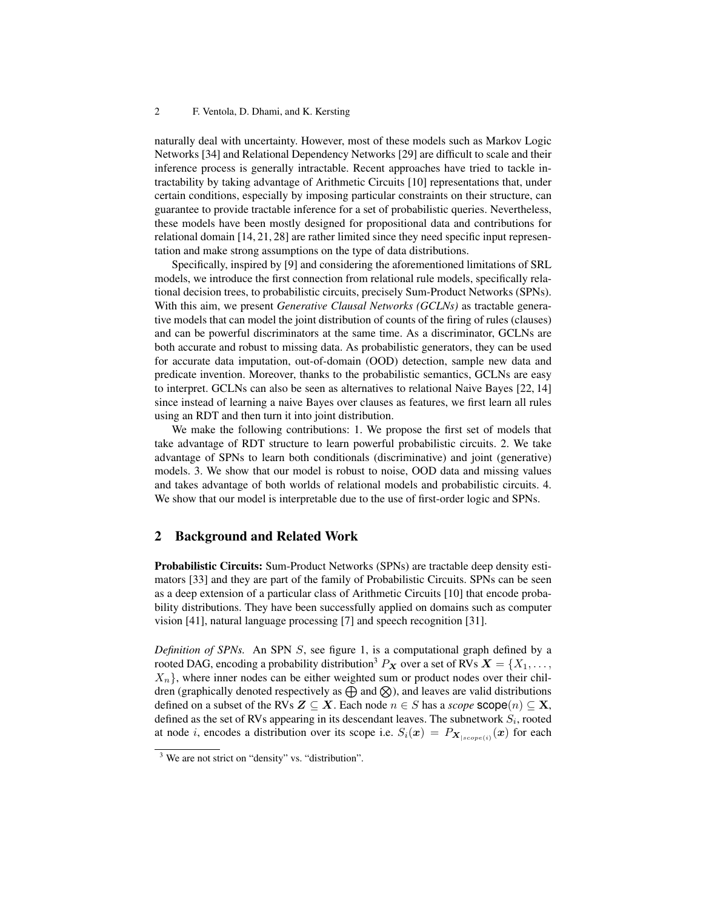naturally deal with uncertainty. However, most of these models such as Markov Logic Networks [34] and Relational Dependency Networks [29] are difficult to scale and their inference process is generally intractable. Recent approaches have tried to tackle intractability by taking advantage of Arithmetic Circuits [10] representations that, under certain conditions, especially by imposing particular constraints on their structure, can guarantee to provide tractable inference for a set of probabilistic queries. Nevertheless, these models have been mostly designed for propositional data and contributions for relational domain [14, 21, 28] are rather limited since they need specific input representation and make strong assumptions on the type of data distributions.

Specifically, inspired by [9] and considering the aforementioned limitations of SRL models, we introduce the first connection from relational rule models, specifically relational decision trees, to probabilistic circuits, precisely Sum-Product Networks (SPNs). With this aim, we present *Generative Clausal Networks (GCLNs)* as tractable generative models that can model the joint distribution of counts of the firing of rules (clauses) and can be powerful discriminators at the same time. As a discriminator, GCLNs are both accurate and robust to missing data. As probabilistic generators, they can be used for accurate data imputation, out-of-domain (OOD) detection, sample new data and predicate invention. Moreover, thanks to the probabilistic semantics, GCLNs are easy to interpret. GCLNs can also be seen as alternatives to relational Naive Bayes [22, 14] since instead of learning a naive Bayes over clauses as features, we first learn all rules using an RDT and then turn it into joint distribution.

We make the following contributions: 1. We propose the first set of models that take advantage of RDT structure to learn powerful probabilistic circuits. 2. We take advantage of SPNs to learn both conditionals (discriminative) and joint (generative) models. 3. We show that our model is robust to noise, OOD data and missing values and takes advantage of both worlds of relational models and probabilistic circuits. 4. We show that our model is interpretable due to the use of first-order logic and SPNs.

## 2 Background and Related Work

**Probabilistic Circuits:** Sum-Product Networks (SPNs) are tractable deep density estimators [33] and they are part of the family of Probabilistic Circuits. SPNs can be seen as a deep extension of a particular class of Arithmetic Circuits [10] that encode probability distributions. They have been successfully applied on domains such as computer vision [41], natural language processing [7] and speech recognition [31].

*Definition of SPNs.* An SPN $S$, see figure 1, is a computational graph defined by a rooted DAG, encoding a probability distribution[3] $P_{\boldsymbol{X}}$ over a set of RVs $\boldsymbol{X} = \{X_1, \ldots, X_n\}$, where inner nodes can be either weighted sum or product nodes over their children (graphically denoted respectively as $\bigoplus$ and $\bigotimes$), and leaves are valid distributions defined on a subset of the RVs $\boldsymbol{Z} \subseteq \boldsymbol{X}$. Each node $n \in S$ has a *scope* $\mathsf{scope}(n) \subseteq \mathbf{X}$, defined as the set of RVs appearing in its descendant leaves. The subnetwork $S_i$, rooted at node $i$, encodes a distribution over its scope i.e. $S_i(\boldsymbol{x}) = P_{\boldsymbol{X}_{|scope(i)}}(\boldsymbol{x})$ for each

[3] We are not strict on "density" vs. "distribution".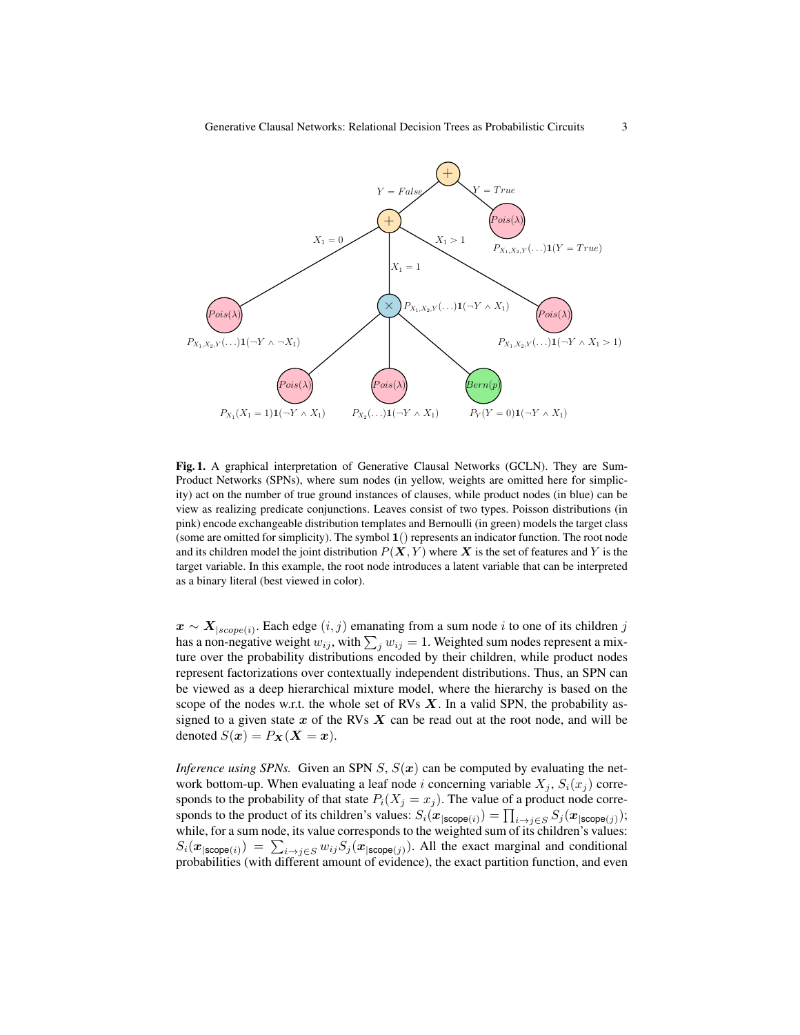**Fig. 1.** A graphical interpretation of Generative Clausal Networks (GCLN). They are Sum-Product Networks (SPNs), where sum nodes (in yellow, weights are omitted here for simplicity) act on the number of true ground instances of clauses, while product nodes (in blue) can be view as realizing predicate conjunctions. Leaves consist of two types. Poisson distributions (in pink) encode exchangeable distribution templates and Bernoulli (in green) models the target class (some are omitted for simplicity). The symbol $\mathbf{1}()$ represents an indicator function. The root node and its children model the joint distribution $P(\boldsymbol{X}, Y)$ where $\boldsymbol{X}$ is the set of features and $Y$ is the target variable. In this example, the root node introduces a latent variable that can be interpreted as a binary literal (best viewed in color).

$\boldsymbol{x} \sim \boldsymbol{X}_{|scope(i)}$. Each edge $(i, j)$ emanating from a sum node $i$ to one of its children $j$ has a non-negative weight $w_{ij}$, with $\sum_j w_{ij} = 1$. Weighted sum nodes represent a mixture over the probability distributions encoded by their children, while product nodes represent factorizations over contextually independent distributions. Thus, an SPN can be viewed as a deep hierarchical mixture model, where the hierarchy is based on the scope of the nodes w.r.t. the whole set of RVs $\boldsymbol{X}$. In a valid SPN, the probability assigned to a given state $\boldsymbol{x}$ of the RVs $\boldsymbol{X}$ can be read out at the root node, and will be denoted $S(\boldsymbol{x}) = P_{\boldsymbol{X}}(\boldsymbol{X} = \boldsymbol{x})$.

*Inference using SPNs.* Given an SPN $S$, $S(\boldsymbol{x})$ can be computed by evaluating the network bottom-up. When evaluating a leaf node $i$ concerning variable $X_j$, $S_i(x_j)$ corresponds to the probability of that state $P_i(X_j = x_j)$. The value of a product node corresponds to the product of its children's values: $S_i(\boldsymbol{x}_{|\mathsf{scope}(i)}) = \prod_{i \to j \in S} S_j(\boldsymbol{x}_{|\mathsf{scope}(j)})$; while, for a sum node, its value corresponds to the weighted sum of its children's values: $S_i(\boldsymbol{x}_{|\mathsf{scope}(i)}) = \sum_{i \to j \in S} w_{ij} S_j(\boldsymbol{x}_{|\mathsf{scope}(j)})$. All the exact marginal and conditional probabilities (with different amount of evidence), the exact partition function, and even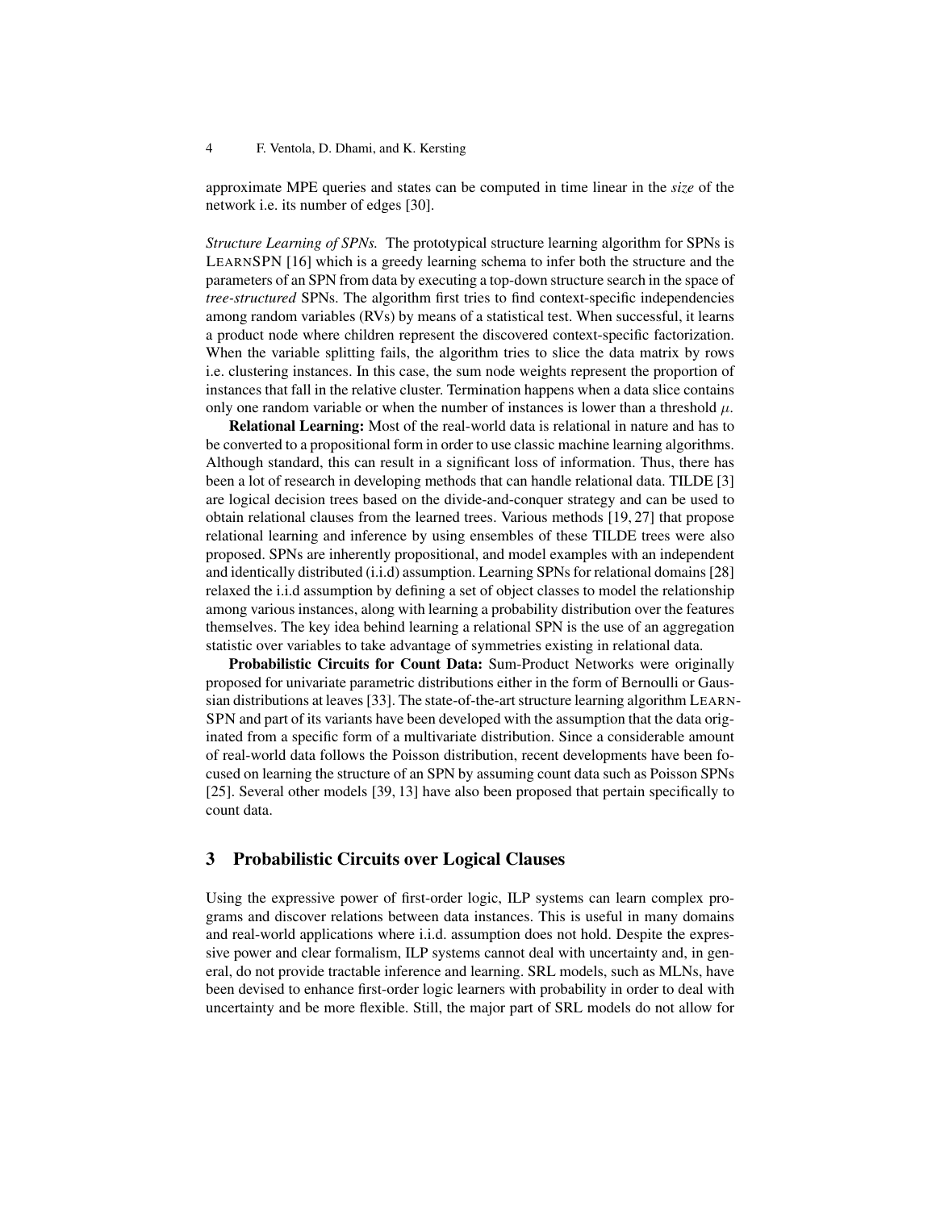approximate MPE queries and states can be computed in time linear in the *size* of the network i.e. its number of edges [30].

*Structure Learning of SPNs.* The prototypical structure learning algorithm for SPNs is LEARNSPN [16] which is a greedy learning schema to infer both the structure and the parameters of an SPN from data by executing a top-down structure search in the space of *tree-structured* SPNs. The algorithm first tries to find context-specific independencies among random variables (RVs) by means of a statistical test. When successful, it learns a product node where children represent the discovered context-specific factorization. When the variable splitting fails, the algorithm tries to slice the data matrix by rows i.e. clustering instances. In this case, the sum node weights represent the proportion of instances that fall in the relative cluster. Termination happens when a data slice contains only one random variable or when the number of instances is lower than a threshold $\mu$.

**Relational Learning:** Most of the real-world data is relational in nature and has to be converted to a propositional form in order to use classic machine learning algorithms. Although standard, this can result in a significant loss of information. Thus, there has been a lot of research in developing methods that can handle relational data. TILDE [3] are logical decision trees based on the divide-and-conquer strategy and can be used to obtain relational clauses from the learned trees. Various methods [19, 27] that propose relational learning and inference by using ensembles of these TILDE trees were also proposed. SPNs are inherently propositional, and model examples with an independent and identically distributed (i.i.d) assumption. Learning SPNs for relational domains [28] relaxed the i.i.d assumption by defining a set of object classes to model the relationship among various instances, along with learning a probability distribution over the features themselves. The key idea behind learning a relational SPN is the use of an aggregation statistic over variables to take advantage of symmetries existing in relational data.

**Probabilistic Circuits for Count Data:** Sum-Product Networks were originally proposed for univariate parametric distributions either in the form of Bernoulli or Gaussian distributions at leaves [33]. The state-of-the-art structure learning algorithm LEARNSPN and part of its variants have been developed with the assumption that the data originated from a specific form of a multivariate distribution. Since a considerable amount of real-world data follows the Poisson distribution, recent developments have been focused on learning the structure of an SPN by assuming count data such as Poisson SPNs [25]. Several other models [39, 13] have also been proposed that pertain specifically to count data.

## 3 Probabilistic Circuits over Logical Clauses

Using the expressive power of first-order logic, ILP systems can learn complex programs and discover relations between data instances. This is useful in many domains and real-world applications where i.i.d. assumption does not hold. Despite the expressive power and clear formalism, ILP systems cannot deal with uncertainty and, in general, do not provide tractable inference and learning. SRL models, such as MLNs, have been devised to enhance first-order logic learners with probability in order to deal with uncertainty and be more flexible. Still, the major part of SRL models do not allow for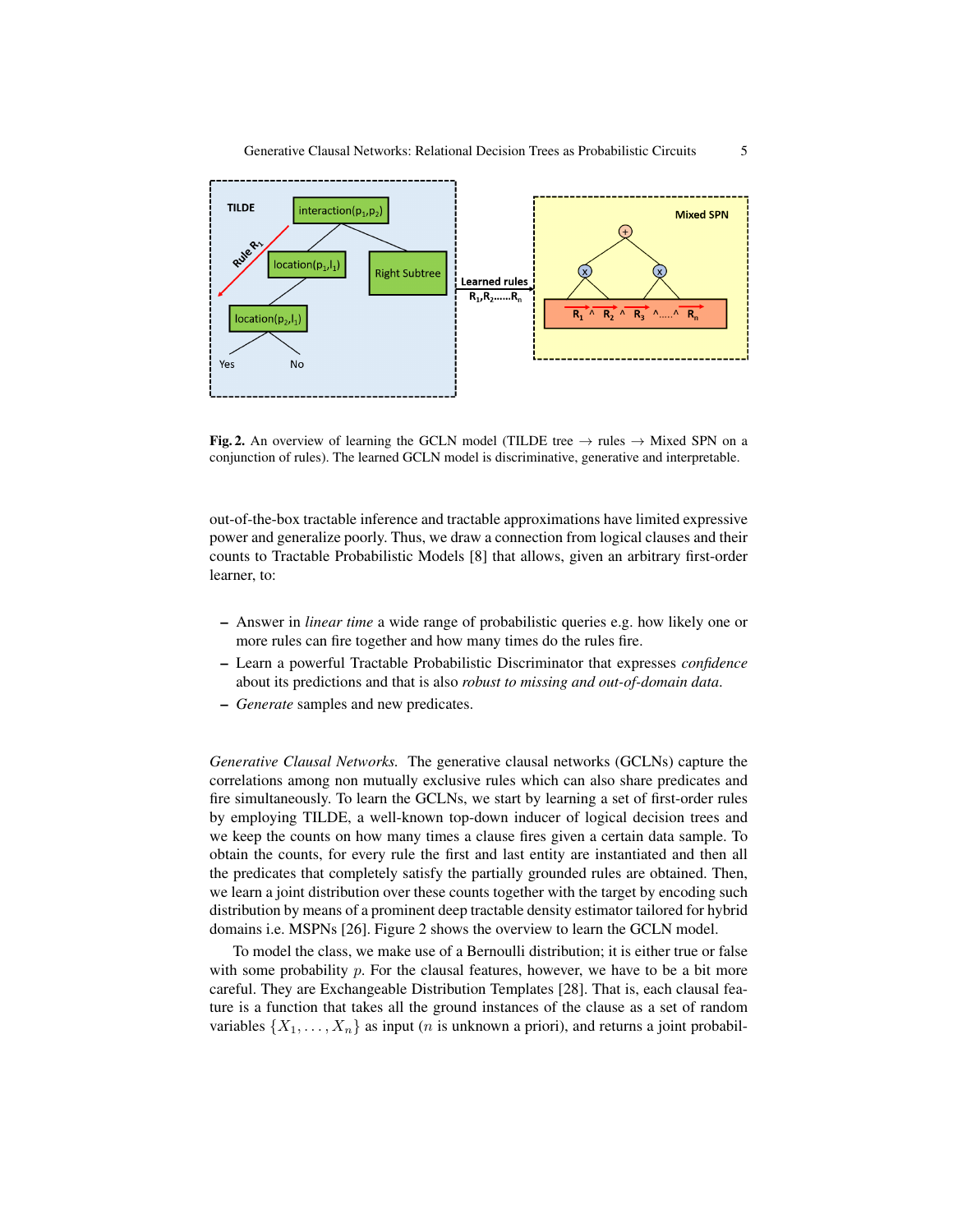**Fig. 2.** An overview of learning the GCLN model (TILDE tree → rules → Mixed SPN on a conjunction of rules). The learned GCLN model is discriminative, generative and interpretable.

out-of-the-box tractable inference and tractable approximations have limited expressive power and generalize poorly. Thus, we draw a connection from logical clauses and their counts to Tractable Probabilistic Models [8] that allows, given an arbitrary first-order learner, to:

- Answer in *linear time* a wide range of probabilistic queries e.g. how likely one or more rules can fire together and how many times do the rules fire.
- Learn a powerful Tractable Probabilistic Discriminator that expresses *confidence* about its predictions and that is also *robust to missing and out-of-domain data*.
- *Generate* samples and new predicates.

*Generative Clausal Networks.* The generative clausal networks (GCLNs) capture the correlations among non mutually exclusive rules which can also share predicates and fire simultaneously. To learn the GCLNs, we start by learning a set of first-order rules by employing TILDE, a well-known top-down inducer of logical decision trees and we keep the counts on how many times a clause fires given a certain data sample. To obtain the counts, for every rule the first and last entity are instantiated and then all the predicates that completely satisfy the partially grounded rules are obtained. Then, we learn a joint distribution over these counts together with the target by encoding such distribution by means of a prominent deep tractable density estimator tailored for hybrid domains i.e. MSPNs [26]. Figure 2 shows the overview to learn the GCLN model.

To model the class, we make use of a Bernoulli distribution; it is either true or false with some probability $p$. For the clausal features, however, we have to be a bit more careful. They are Exchangeable Distribution Templates [28]. That is, each clausal feature is a function that takes all the ground instances of the clause as a set of random variables $\{X_1, \ldots, X_n\}$ as input ($n$ is unknown a priori), and returns a joint probabil-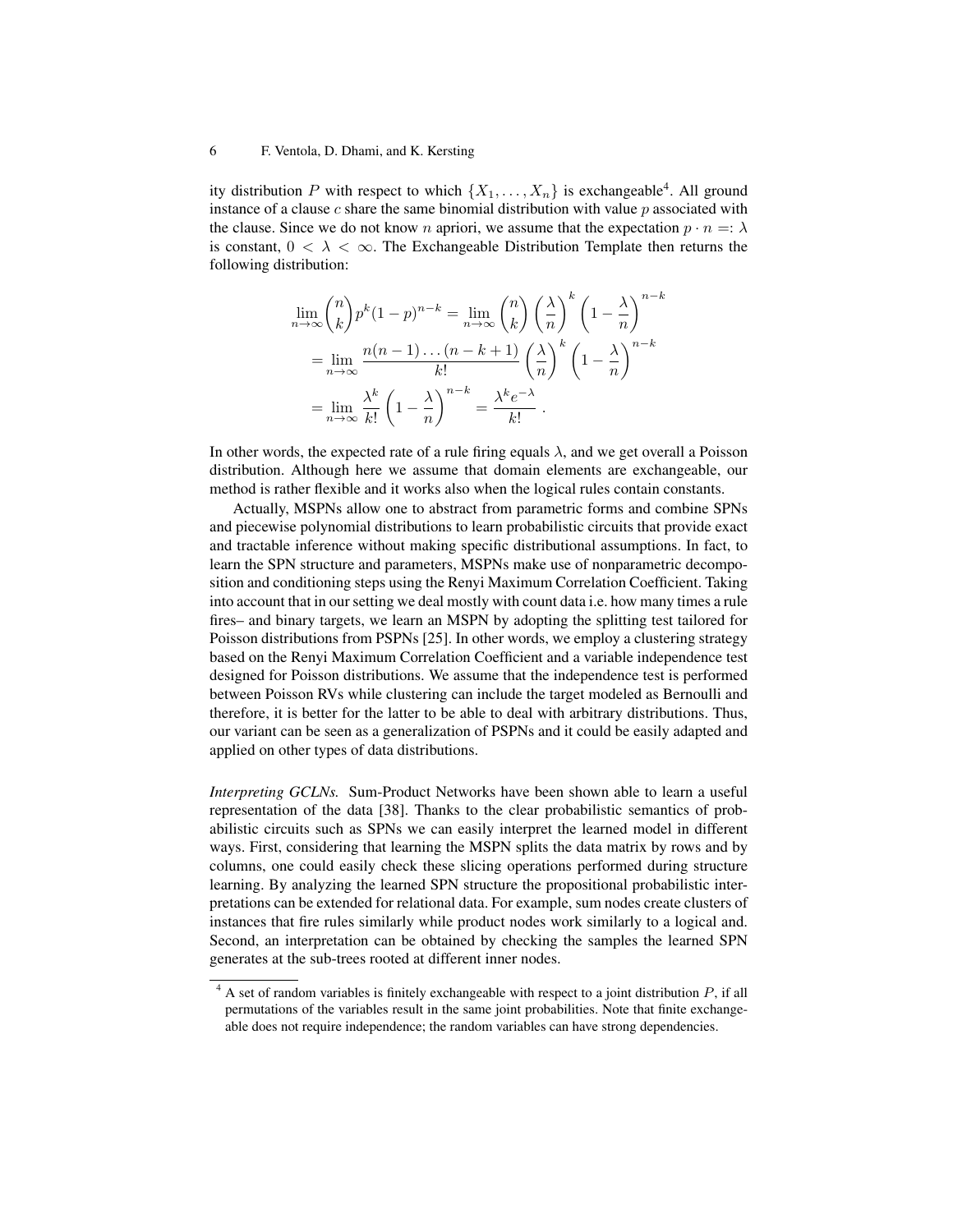ity distribution $P$ with respect to which $\{X_1, \ldots, X_n\}$ is exchangeable[4]. All ground instance of a clause $c$ share the same binomial distribution with value $p$ associated with the clause. Since we do not know $n$ apriori, we assume that the expectation $p \cdot n =: \lambda$ is constant, $0 < \lambda < \infty$. The Exchangeable Distribution Template then returns the following distribution:

$$
\begin{aligned}
\lim_{n\to\infty} \binom{n}{k} p^k (1-p)^{n-k} &= \lim_{n\to\infty} \binom{n}{k} \left(\frac{\lambda}{n}\right)^k \left(1 - \frac{\lambda}{n}\right)^{n-k} \\
&= \lim_{n\to\infty} \frac{n(n-1)\ldots(n-k+1)}{k!} \left(\frac{\lambda}{n}\right)^k \left(1 - \frac{\lambda}{n}\right)^{n-k} \\
&= \lim_{n\to\infty} \frac{\lambda^k}{k!} \left(1 - \frac{\lambda}{n}\right)^{n-k} = \frac{\lambda^k e^{-\lambda}}{k!} \,.
\end{aligned}
$$

In other words, the expected rate of a rule firing equals $\lambda$, and we get overall a Poisson distribution. Although here we assume that domain elements are exchangeable, our method is rather flexible and it works also when the logical rules contain constants.

Actually, MSPNs allow one to abstract from parametric forms and combine SPNs and piecewise polynomial distributions to learn probabilistic circuits that provide exact and tractable inference without making specific distributional assumptions. In fact, to learn the SPN structure and parameters, MSPNs make use of nonparametric decomposition and conditioning steps using the Renyi Maximum Correlation Coefficient. Taking into account that in our setting we deal mostly with count data i.e. how many times a rule fires– and binary targets, we learn an MSPN by adopting the splitting test tailored for Poisson distributions from PSPNs [25]. In other words, we employ a clustering strategy based on the Renyi Maximum Correlation Coefficient and a variable independence test designed for Poisson distributions. We assume that the independence test is performed between Poisson RVs while clustering can include the target modeled as Bernoulli and therefore, it is better for the latter to be able to deal with arbitrary distributions. Thus, our variant can be seen as a generalization of PSPNs and it could be easily adapted and applied on other types of data distributions.

*Interpreting GCLNs.* Sum-Product Networks have been shown able to learn a useful representation of the data [38]. Thanks to the clear probabilistic semantics of probabilistic circuits such as SPNs we can easily interpret the learned model in different ways. First, considering that learning the MSPN splits the data matrix by rows and by columns, one could easily check these slicing operations performed during structure learning. By analyzing the learned SPN structure the propositional probabilistic interpretations can be extended for relational data. For example, sum nodes create clusters of instances that fire rules similarly while product nodes work similarly to a logical and. Second, an interpretation can be obtained by checking the samples the learned SPN generates at the sub-trees rooted at different inner nodes.

[4] A set of random variables is finitely exchangeable with respect to a joint distribution $P$, if all permutations of the variables result in the same joint probabilities. Note that finite exchangeable does not require independence; the random variables can have strong dependencies.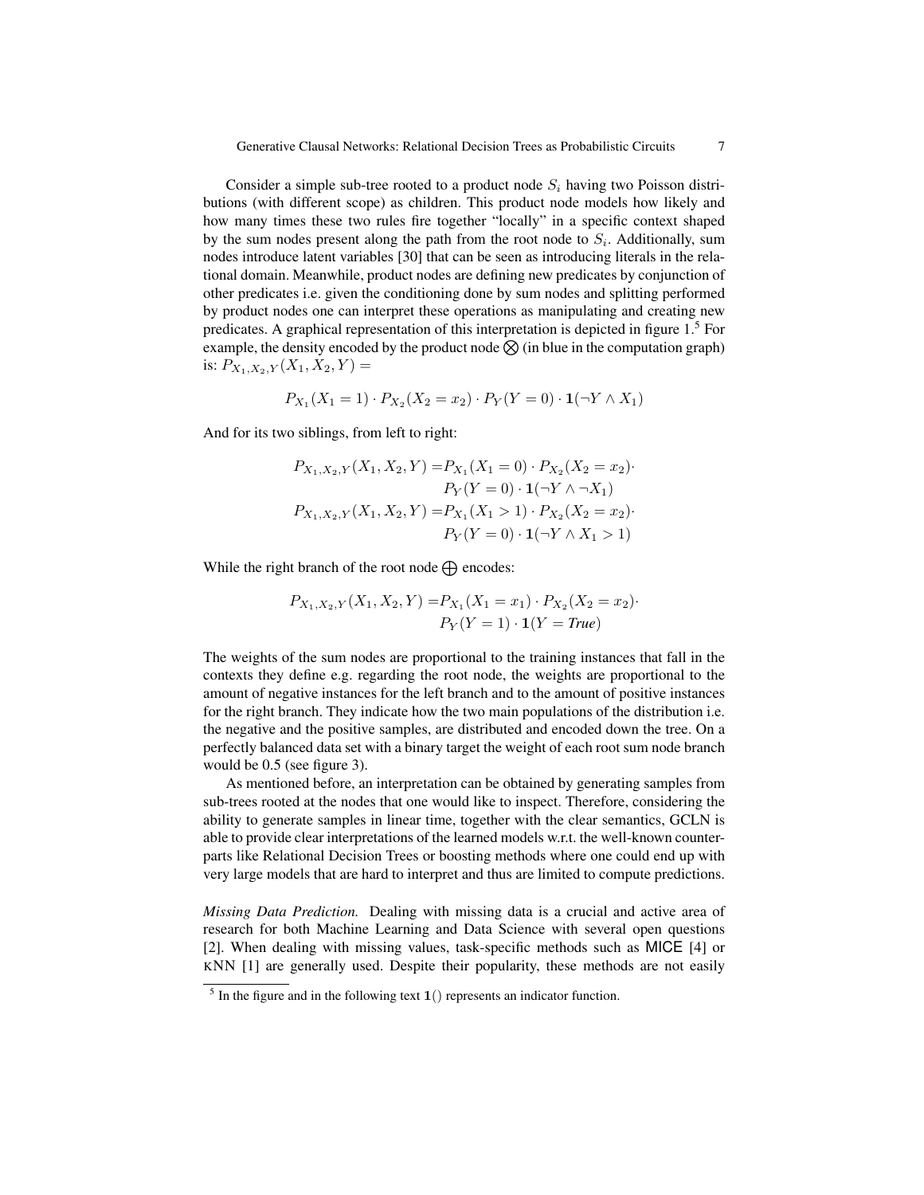Consider a simple sub-tree rooted to a product node $S_i$ having two Poisson distributions (with different scope) as children. This product node models how likely and how many times these two rules fire together "locally" in a specific context shaped by the sum nodes present along the path from the root node to $S_i$. Additionally, sum nodes introduce latent variables [30] that can be seen as introducing literals in the relational domain. Meanwhile, product nodes are defining new predicates by conjunction of other predicates i.e. given the conditioning done by sum nodes and splitting performed by product nodes one can interpret these operations as manipulating and creating new predicates. A graphical representation of this interpretation is depicted in figure 1.[5] For example, the density encoded by the product node $\bigotimes$ (in blue in the computation graph) is: $P_{X_1,X_2,Y}(X_1, X_2, Y) =$

$$P_{X_1}(X_1 = 1) \cdot P_{X_2}(X_2 = x_2) \cdot P_Y(Y = 0) \cdot \mathbf{1}(\neg Y \wedge X_1)$$

And for its two siblings, from left to right:

$$\begin{aligned} P_{X_1,X_2,Y}(X_1, X_2, Y) =& P_{X_1}(X_1 = 0) \cdot P_{X_2}(X_2 = x_2) \cdot \\ & P_Y(Y = 0) \cdot \mathbf{1}(\neg Y \wedge \neg X_1) \\ P_{X_1,X_2,Y}(X_1, X_2, Y) =& P_{X_1}(X_1 > 1) \cdot P_{X_2}(X_2 = x_2) \cdot \\ & P_Y(Y = 0) \cdot \mathbf{1}(\neg Y \wedge X_1 > 1) \end{aligned}$$

While the right branch of the root node $\bigoplus$ encodes:

$$\begin{aligned} P_{X_1,X_2,Y}(X_1, X_2, Y) =& P_{X_1}(X_1 = x_1) \cdot P_{X_2}(X_2 = x_2) \cdot \\ & P_Y(Y = 1) \cdot \mathbf{1}(Y = \textit{True}) \end{aligned}$$

The weights of the sum nodes are proportional to the training instances that fall in the contexts they define e.g. regarding the root node, the weights are proportional to the amount of negative instances for the left branch and to the amount of positive instances for the right branch. They indicate how the two main populations of the distribution i.e. the negative and the positive samples, are distributed and encoded down the tree. On a perfectly balanced data set with a binary target the weight of each root sum node branch would be 0.5 (see figure 3).

As mentioned before, an interpretation can be obtained by generating samples from sub-trees rooted at the nodes that one would like to inspect. Therefore, considering the ability to generate samples in linear time, together with the clear semantics, GCLN is able to provide clear interpretations of the learned models w.r.t. the well-known counterparts like Relational Decision Trees or boosting methods where one could end up with very large models that are hard to interpret and thus are limited to compute predictions.

*Missing Data Prediction.* Dealing with missing data is a crucial and active area of research for both Machine Learning and Data Science with several open questions [2]. When dealing with missing values, task-specific methods such as MICE [4] or KNN [1] are generally used. Despite their popularity, these methods are not easily

[5] In the figure and in the following text $\mathbf{1}()$ represents an indicator function.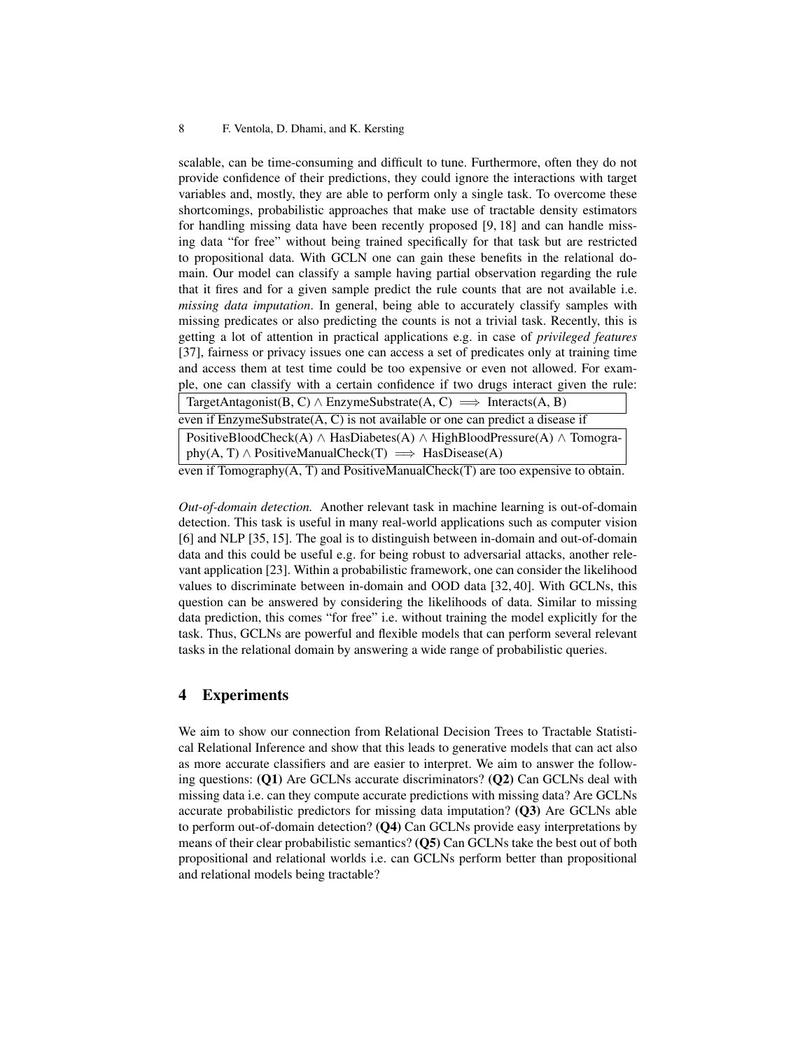scalable, can be time-consuming and difficult to tune. Furthermore, often they do not provide confidence of their predictions, they could ignore the interactions with target variables and, mostly, they are able to perform only a single task. To overcome these shortcomings, probabilistic approaches that make use of tractable density estimators for handling missing data have been recently proposed [9, 18] and can handle missing data "for free" without being trained specifically for that task but are restricted to propositional data. With GCLN one can gain these benefits in the relational domain. Our model can classify a sample having partial observation regarding the rule that it fires and for a given sample predict the rule counts that are not available i.e. *missing data imputation*. In general, being able to accurately classify samples with missing predicates or also predicting the counts is not a trivial task. Recently, this is getting a lot of attention in practical applications e.g. in case of *privileged features* [37], fairness or privacy issues one can access a set of predicates only at training time and access them at test time could be too expensive or even not allowed. For example, one can classify with a certain confidence if two drugs interact given the rule:

TargetAntagonist(B, C) $\wedge$ EnzymeSubstrate(A, C) $\implies$ Interacts(A, B)

even if EnzymeSubstrate(A, C) is not available or one can predict a disease if

PositiveBloodCheck(A) $\wedge$ HasDiabetes(A) $\wedge$ HighBloodPressure(A) $\wedge$ Tomography(A, T) $\wedge$ PositiveManualCheck(T) $\implies$ HasDisease(A)

even if Tomography(A, T) and PositiveManualCheck(T) are too expensive to obtain.

*Out-of-domain detection.* Another relevant task in machine learning is out-of-domain detection. This task is useful in many real-world applications such as computer vision [6] and NLP [35, 15]. The goal is to distinguish between in-domain and out-of-domain data and this could be useful e.g. for being robust to adversarial attacks, another relevant application [23]. Within a probabilistic framework, one can consider the likelihood values to discriminate between in-domain and OOD data [32, 40]. With GCLNs, this question can be answered by considering the likelihoods of data. Similar to missing data prediction, this comes "for free" i.e. without training the model explicitly for the task. Thus, GCLNs are powerful and flexible models that can perform several relevant tasks in the relational domain by answering a wide range of probabilistic queries.

## 4 Experiments

We aim to show our connection from Relational Decision Trees to Tractable Statistical Relational Inference and show that this leads to generative models that can act also as more accurate classifiers and are easier to interpret. We aim to answer the following questions: **(Q1)** Are GCLNs accurate discriminators? **(Q2)** Can GCLNs deal with missing data i.e. can they compute accurate predictions with missing data? Are GCLNs accurate probabilistic predictors for missing data imputation? **(Q3)** Are GCLNs able to perform out-of-domain detection? **(Q4)** Can GCLNs provide easy interpretations by means of their clear probabilistic semantics? **(Q5)** Can GCLNs take the best out of both propositional and relational worlds i.e. can GCLNs perform better than propositional and relational models being tractable?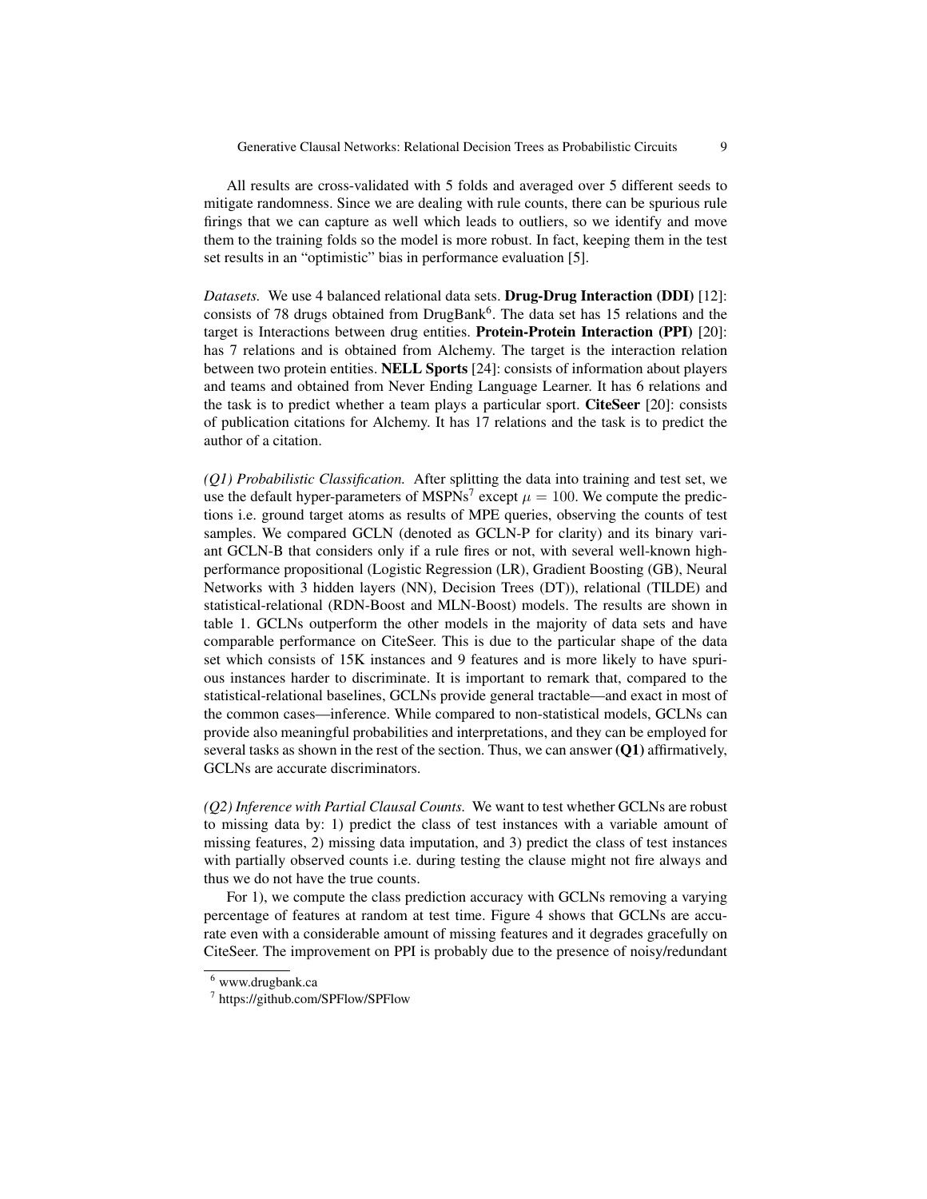All results are cross-validated with 5 folds and averaged over 5 different seeds to mitigate randomness. Since we are dealing with rule counts, there can be spurious rule firings that we can capture as well which leads to outliers, so we identify and move them to the training folds so the model is more robust. In fact, keeping them in the test set results in an "optimistic" bias in performance evaluation [5].

*Datasets.* We use 4 balanced relational data sets. **Drug-Drug Interaction (DDI)** [12]: consists of 78 drugs obtained from DrugBank[6]. The data set has 15 relations and the target is Interactions between drug entities. **Protein-Protein Interaction (PPI)** [20]: has 7 relations and is obtained from Alchemy. The target is the interaction relation between two protein entities. **NELL Sports** [24]: consists of information about players and teams and obtained from Never Ending Language Learner. It has 6 relations and the task is to predict whether a team plays a particular sport. **CiteSeer** [20]: consists of publication citations for Alchemy. It has 17 relations and the task is to predict the author of a citation.

*(Q1) Probabilistic Classification.* After splitting the data into training and test set, we use the default hyper-parameters of MSPNs[7] except $\mu = 100$. We compute the predictions i.e. ground target atoms as results of MPE queries, observing the counts of test samples. We compared GCLN (denoted as GCLN-P for clarity) and its binary variant GCLN-B that considers only if a rule fires or not, with several well-known high-performance propositional (Logistic Regression (LR), Gradient Boosting (GB), Neural Networks with 3 hidden layers (NN), Decision Trees (DT)), relational (TILDE) and statistical-relational (RDN-Boost and MLN-Boost) models. The results are shown in table 1. GCLNs outperform the other models in the majority of data sets and have comparable performance on CiteSeer. This is due to the particular shape of the data set which consists of 15K instances and 9 features and is more likely to have spurious instances harder to discriminate. It is important to remark that, compared to the statistical-relational baselines, GCLNs provide general tractable—and exact in most of the common cases—inference. While compared to non-statistical models, GCLNs can provide also meaningful probabilities and interpretations, and they can be employed for several tasks as shown in the rest of the section. Thus, we can answer **(Q1)** affirmatively, GCLNs are accurate discriminators.

*(Q2) Inference with Partial Clausal Counts.* We want to test whether GCLNs are robust to missing data by: 1) predict the class of test instances with a variable amount of missing features, 2) missing data imputation, and 3) predict the class of test instances with partially observed counts i.e. during testing the clause might not fire always and thus we do not have the true counts.

For 1), we compute the class prediction accuracy with GCLNs removing a varying percentage of features at random at test time. Figure 4 shows that GCLNs are accurate even with a considerable amount of missing features and it degrades gracefully on CiteSeer. The improvement on PPI is probably due to the presence of noisy/redundant

[6] www.drugbank.ca

[7] https://github.com/SPFlow/SPFlow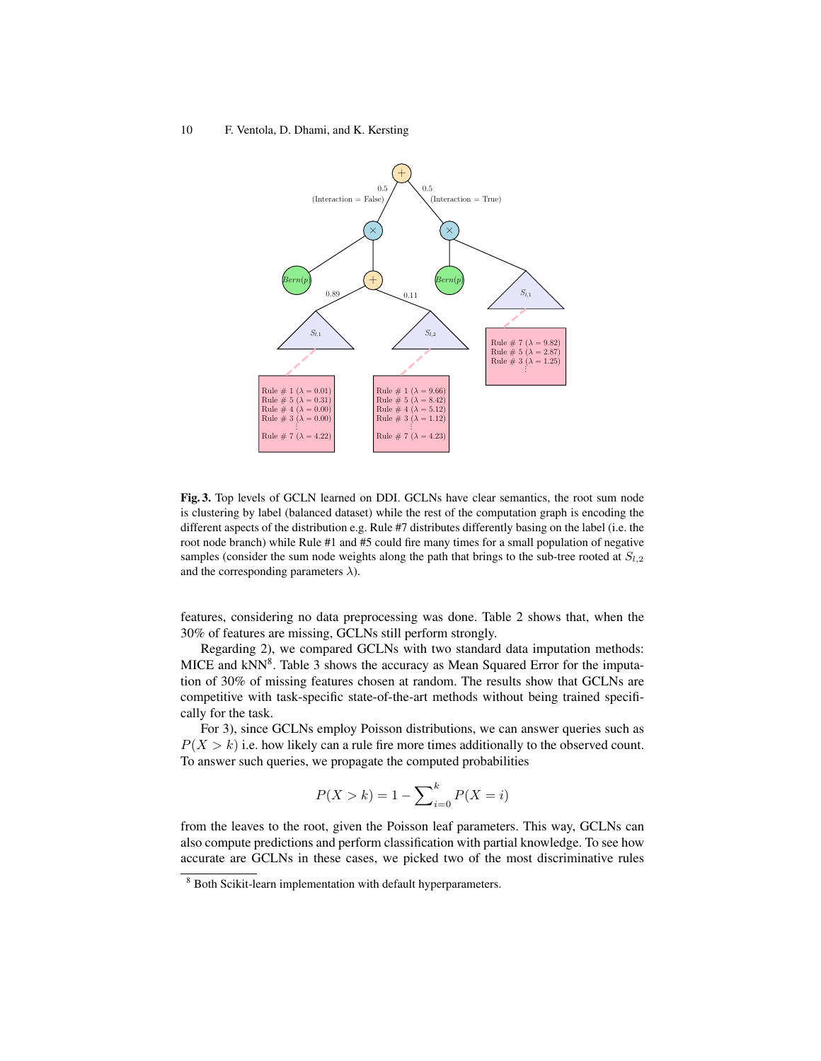**Fig. 3.** Top levels of GCLN learned on DDI. GCLNs have clear semantics, the root sum node is clustering by label (balanced dataset) while the rest of the computation graph is encoding the different aspects of the distribution e.g. Rule #7 distributes differently basing on the label (i.e. the root node branch) while Rule #1 and #5 could fire many times for a small population of negative samples (consider the sum node weights along the path that brings to the sub-tree rooted at $S_{l,2}$ and the corresponding parameters $\lambda$).

features, considering no data preprocessing was done. Table 2 shows that, when the 30% of features are missing, GCLNs still perform strongly.

Regarding 2), we compared GCLNs with two standard data imputation methods: MICE and kNN[8]. Table 3 shows the accuracy as Mean Squared Error for the imputation of 30% of missing features chosen at random. The results show that GCLNs are competitive with task-specific state-of-the-art methods without being trained specifically for the task.

For 3), since GCLNs employ Poisson distributions, we can answer queries such as $P(X > k)$ i.e. how likely can a rule fire more times additionally to the observed count. To answer such queries, we propagate the computed probabilities

$$P(X > k) = 1 - \sum_{i=0}^{k} P(X = i)$$

from the leaves to the root, given the Poisson leaf parameters. This way, GCLNs can also compute predictions and perform classification with partial knowledge. To see how accurate are GCLNs in these cases, we picked two of the most discriminative rules

[8] Both Scikit-learn implementation with default hyperparameters.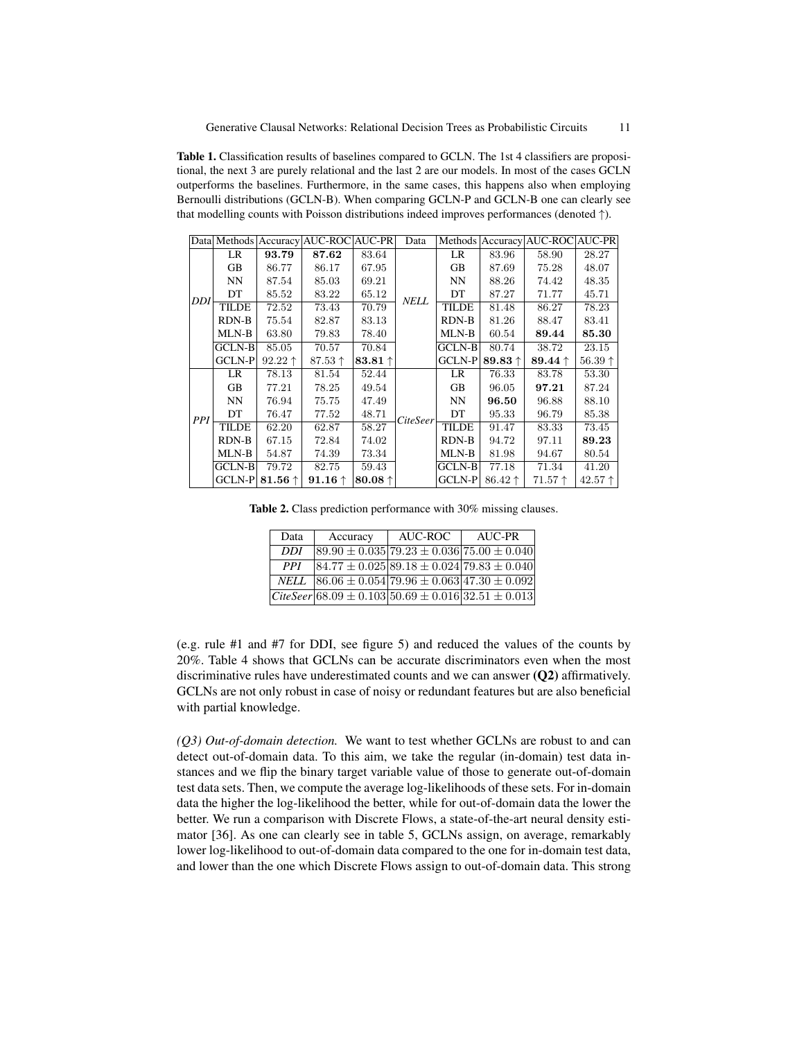**Table 1.** Classification results of baselines compared to GCLN. The 1st 4 classifiers are propositional, the next 3 are purely relational and the last 2 are our models. In most of the cases GCLN outperforms the baselines. Furthermore, in the same cases, this happens also when employing Bernoulli distributions (GCLN-B). When comparing GCLN-P and GCLN-B one can clearly see that modelling counts with Poisson distributions indeed improves performances (denoted ↑).

| Data | Methods | Accuracy | AUC-ROC | AUC-PR | Data | Methods | Accuracy | AUC-ROC | AUC-PR |
|---|---|---|---|---|---|---|---|---|---|
| *DDI* | LR | **93.79** | **87.62** | 83.64 | *NELL* | LR | 83.96 | 58.90 | 28.27 |
| | GB | 86.77 | 86.17 | 67.95 | | GB | 87.69 | 75.28 | 48.07 |
| | NN | 87.54 | 85.03 | 69.21 | | NN | 88.26 | 74.42 | 48.35 |
| | DT | 85.52 | 83.22 | 65.12 | | DT | 87.27 | 71.77 | 45.71 |
| | TILDE | 72.52 | 73.43 | 70.79 | | TILDE | 81.48 | 86.27 | 78.23 |
| | RDN-B | 75.54 | 82.87 | 83.13 | | RDN-B | 81.26 | 88.47 | 83.41 |
| | MLN-B | 63.80 | 79.83 | 78.40 | | MLN-B | 60.54 | **89.44** | **85.30** |
| | GCLN-B | 85.05 | 70.57 | 70.84 | | GCLN-B | 80.74 | 38.72 | 23.15 |
| | GCLN-P | 92.22 ↑ | 87.53 ↑ | **83.81** ↑ | | GCLN-P | **89.83** ↑ | **89.44** ↑ | 56.39 ↑ |
| *PPI* | LR | 78.13 | 81.54 | 52.44 | *CiteSeer* | LR | 76.33 | 83.78 | 53.30 |
| | GB | 77.21 | 78.25 | 49.54 | | GB | 96.05 | **97.21** | 87.24 |
| | NN | 76.94 | 75.75 | 47.49 | | NN | **96.50** | 96.88 | 88.10 |
| | DT | 76.47 | 77.52 | 48.71 | | DT | 95.33 | 96.79 | 85.38 |
| | TILDE | 62.20 | 62.87 | 58.27 | | TILDE | 91.47 | 83.33 | 73.45 |
| | RDN-B | 67.15 | 72.84 | 74.02 | | RDN-B | 94.72 | 97.11 | **89.23** |
| | MLN-B | 54.87 | 74.39 | 73.34 | | MLN-B | 81.98 | 94.67 | 80.54 |
| | GCLN-B | 79.72 | 82.75 | 59.43 | | GCLN-B | 77.18 | 71.34 | 41.20 |
| | GCLN-P | **81.56** ↑ | **91.16** ↑ | **80.08** ↑ | | GCLN-P | 86.42 ↑ | 71.57 ↑ | 42.57 ↑ |

**Table 2.** Class prediction performance with 30% missing clauses.

| Data | Accuracy | AUC-ROC | AUC-PR |
|---|---|---|---|
| *DDI* | $89.90 \pm 0.035$ | $79.23 \pm 0.036$ | $75.00 \pm 0.040$ |
| *PPI* | $84.77 \pm 0.025$ | $89.18 \pm 0.024$ | $79.83 \pm 0.040$ |
| *NELL* | $86.06 \pm 0.054$ | $79.96 \pm 0.063$ | $47.30 \pm 0.092$ |
| *CiteSeer* | $68.09 \pm 0.103$ | $50.69 \pm 0.016$ | $32.51 \pm 0.013$ |

(e.g. rule #1 and #7 for DDI, see figure 5) and reduced the values of the counts by 20%. Table 4 shows that GCLNs can be accurate discriminators even when the most discriminative rules have underestimated counts and we can answer **(Q2)** affirmatively. GCLNs are not only robust in case of noisy or redundant features but are also beneficial with partial knowledge.

*(Q3) Out-of-domain detection.* We want to test whether GCLNs are robust to and can detect out-of-domain data. To this aim, we take the regular (in-domain) test data instances and we flip the binary target variable value of those to generate out-of-domain test data sets. Then, we compute the average log-likelihoods of these sets. For in-domain data the higher the log-likelihood the better, while for out-of-domain data the lower the better. We run a comparison with Discrete Flows, a state-of-the-art neural density estimator [36]. As one can clearly see in table 5, GCLNs assign, on average, remarkably lower log-likelihood to out-of-domain data compared to the one for in-domain test data, and lower than the one which Discrete Flows assign to out-of-domain data. This strong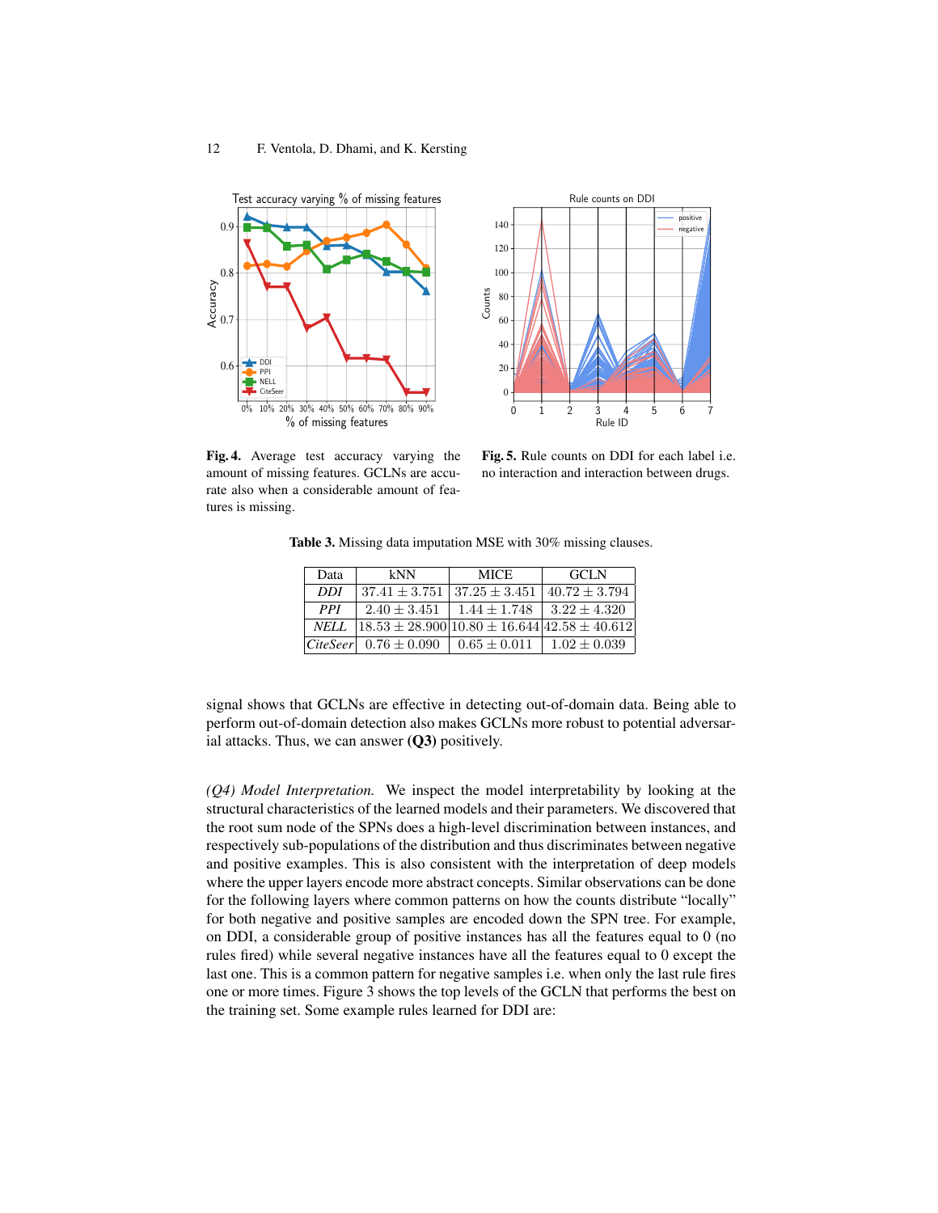**Fig. 4.** Average test accuracy varying the amount of missing features. GCLNs are accurate also when a considerable amount of features is missing.

**Fig. 5.** Rule counts on DDI for each label i.e. no interaction and interaction between drugs.

**Table 3.** Missing data imputation MSE with 30% missing clauses.

| Data | kNN | MICE | GCLN |
|---|---|---|---|
| *DDI* | $37.41 \pm 3.751$ | $37.25 \pm 3.451$ | $40.72 \pm 3.794$ |
| *PPI* | $2.40 \pm 3.451$ | $1.44 \pm 1.748$ | $3.22 \pm 4.320$ |
| *NELL* | $18.53 \pm 28.900$ | $10.80 \pm 16.644$ | $42.58 \pm 40.612$ |
| *CiteSeer* | $0.76 \pm 0.090$ | $0.65 \pm 0.011$ | $1.02 \pm 0.039$ |

signal shows that GCLNs are effective in detecting out-of-domain data. Being able to perform out-of-domain detection also makes GCLNs more robust to potential adversarial attacks. Thus, we can answer **(Q3)** positively.

*(Q4) Model Interpretation.* We inspect the model interpretability by looking at the structural characteristics of the learned models and their parameters. We discovered that the root sum node of the SPNs does a high-level discrimination between instances, and respectively sub-populations of the distribution and thus discriminates between negative and positive examples. This is also consistent with the interpretation of deep models where the upper layers encode more abstract concepts. Similar observations can be done for the following layers where common patterns on how the counts distribute "locally" for both negative and positive samples are encoded down the SPN tree. For example, on DDI, a considerable group of positive instances has all the features equal to 0 (no rules fired) while several negative instances have all the features equal to 0 except the last one. This is a common pattern for negative samples i.e. when only the last rule fires one or more times. Figure 3 shows the top levels of the GCLN that performs the best on the training set. Some example rules learned for DDI are: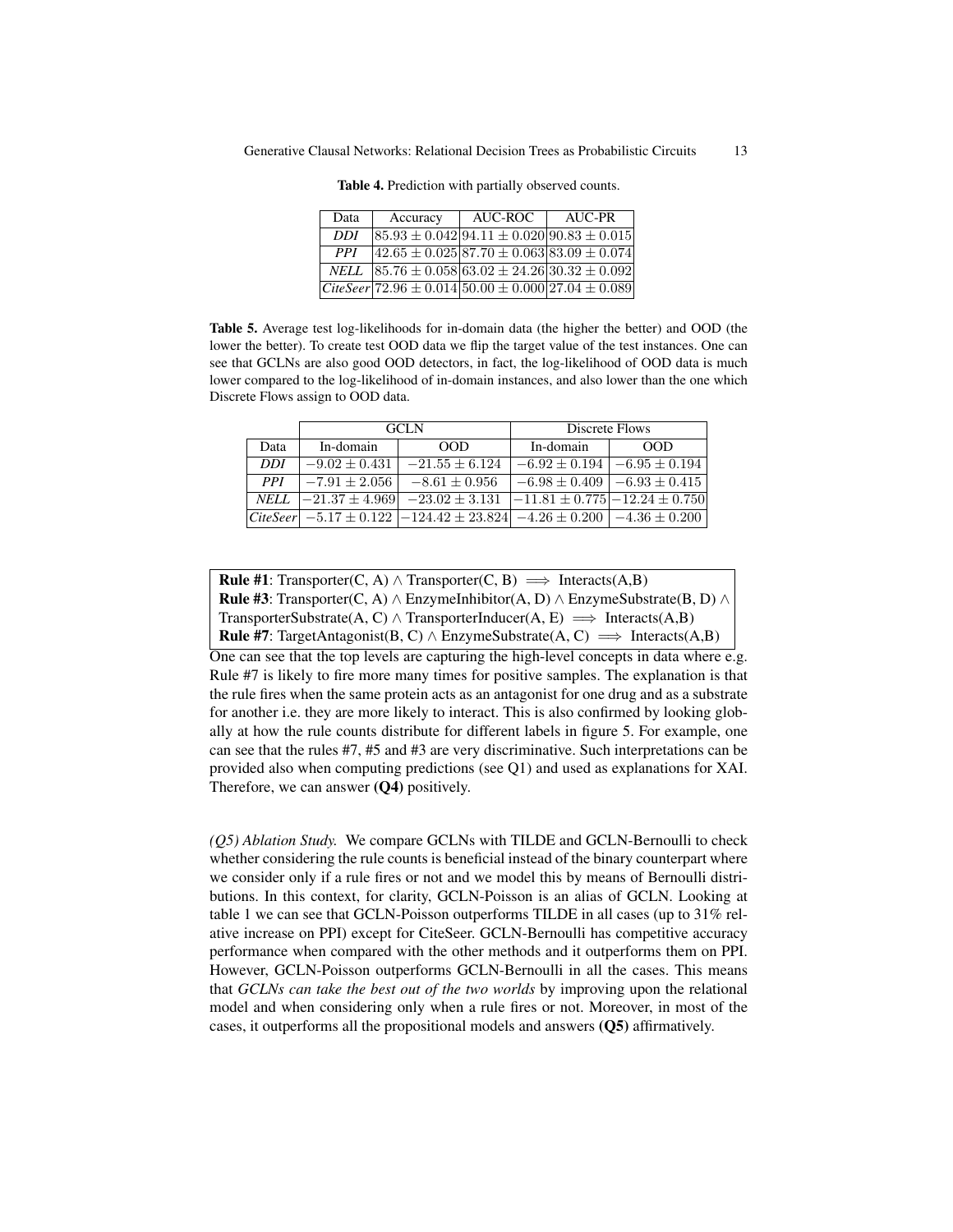**Table 4.** Prediction with partially observed counts.

| Data | Accuracy | AUC-ROC | AUC-PR |
|---|---|---|---|
| *DDI* | $85.93 \pm 0.042$ | $94.11 \pm 0.020$ | $90.83 \pm 0.015$ |
| *PPI* | $42.65 \pm 0.025$ | $87.70 \pm 0.063$ | $83.09 \pm 0.074$ |
| *NELL* | $85.76 \pm 0.058$ | $63.02 \pm 24.26$ | $30.32 \pm 0.092$ |
| *CiteSeer* | $72.96 \pm 0.014$ | $50.00 \pm 0.000$ | $27.04 \pm 0.089$ |

**Table 5.** Average test log-likelihoods for in-domain data (the higher the better) and OOD (the lower the better). To create test OOD data we flip the target value of the test instances. One can see that GCLNs are also good OOD detectors, in fact, the log-likelihood of OOD data is much lower compared to the log-likelihood of in-domain instances, and also lower than the one which Discrete Flows assign to OOD data.

| | GCLN | | Discrete Flows | |
|---|---|---|---|---|
| Data | In-domain | OOD | In-domain | OOD |
| *DDI* | $-9.02 \pm 0.431$ | $-21.55 \pm 6.124$ | $-6.92 \pm 0.194$ | $-6.95 \pm 0.194$ |
| *PPI* | $-7.91 \pm 2.056$ | $-8.61 \pm 0.956$ | $-6.98 \pm 0.409$ | $-6.93 \pm 0.415$ |
| *NELL* | $-21.37 \pm 4.969$ | $-23.02 \pm 3.131$ | $-11.81 \pm 0.775$ | $-12.24 \pm 0.750$ |
| *CiteSeer* | $-5.17 \pm 0.122$ | $-124.42 \pm 23.824$ | $-4.26 \pm 0.200$ | $-4.36 \pm 0.200$ |

**Rule #1**: Transporter(C, A) $\wedge$ Transporter(C, B) $\implies$ Interacts(A,B)
**Rule #3**: Transporter(C, A) $\wedge$ EnzymeInhibitor(A, D) $\wedge$ EnzymeSubstrate(B, D) $\wedge$ TransporterSubstrate(A, C) $\wedge$ TransporterInducer(A, E) $\implies$ Interacts(A,B)
**Rule #7**: TargetAntagonist(B, C) $\wedge$ EnzymeSubstrate(A, C) $\implies$ Interacts(A,B)

One can see that the top levels are capturing the high-level concepts in data where e.g. Rule #7 is likely to fire more many times for positive samples. The explanation is that the rule fires when the same protein acts as an antagonist for one drug and as a substrate for another i.e. they are more likely to interact. This is also confirmed by looking globally at how the rule counts distribute for different labels in figure 5. For example, one can see that the rules #7, #5 and #3 are very discriminative. Such interpretations can be provided also when computing predictions (see Q1) and used as explanations for XAI. Therefore, we can answer **(Q4)** positively.

*(Q5) Ablation Study.* We compare GCLNs with TILDE and GCLN-Bernoulli to check whether considering the rule counts is beneficial instead of the binary counterpart where we consider only if a rule fires or not and we model this by means of Bernoulli distributions. In this context, for clarity, GCLN-Poisson is an alias of GCLN. Looking at table 1 we can see that GCLN-Poisson outperforms TILDE in all cases (up to 31% relative increase on PPI) except for CiteSeer. GCLN-Bernoulli has competitive accuracy performance when compared with the other methods and it outperforms them on PPI. However, GCLN-Poisson outperforms GCLN-Bernoulli in all the cases. This means that *GCLNs can take the best out of the two worlds* by improving upon the relational model and when considering only when a rule fires or not. Moreover, in most of the cases, it outperforms all the propositional models and answers **(Q5)** affirmatively.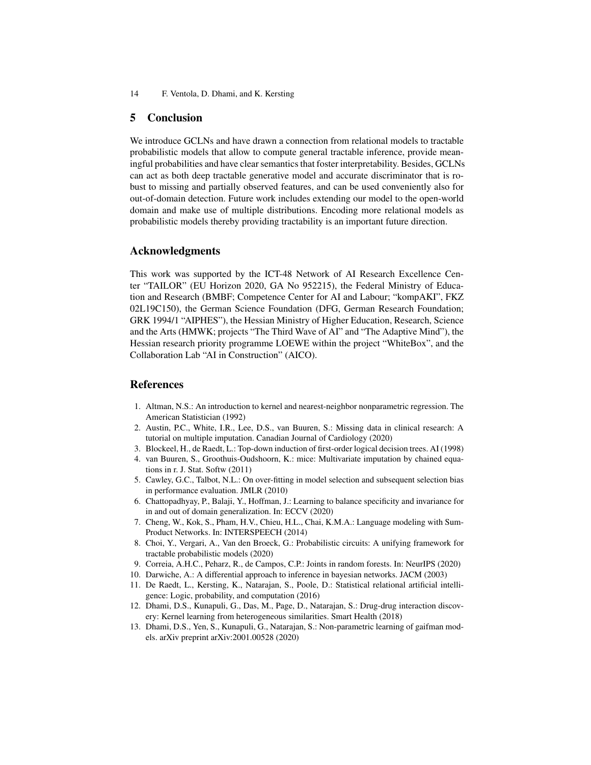## 5 Conclusion

We introduce GCLNs and have drawn a connection from relational models to tractable probabilistic models that allow to compute general tractable inference, provide meaningful probabilities and have clear semantics that foster interpretability. Besides, GCLNs can act as both deep tractable generative model and accurate discriminator that is robust to missing and partially observed features, and can be used conveniently also for out-of-domain detection. Future work includes extending our model to the open-world domain and make use of multiple distributions. Encoding more relational models as probabilistic models thereby providing tractability is an important future direction.

## Acknowledgments

This work was supported by the ICT-48 Network of AI Research Excellence Center "TAILOR" (EU Horizon 2020, GA No 952215), the Federal Ministry of Education and Research (BMBF; Competence Center for AI and Labour; "kompAKI", FKZ 02L19C150), the German Science Foundation (DFG, German Research Foundation; GRK 1994/1 "AIPHES"), the Hessian Ministry of Higher Education, Research, Science and the Arts (HMWK; projects "The Third Wave of AI" and "The Adaptive Mind"), the Hessian research priority programme LOEWE within the project "WhiteBox", and the Collaboration Lab "AI in Construction" (AICO).

## References

1. Altman, N.S.: An introduction to kernel and nearest-neighbor nonparametric regression. The American Statistician (1992)
2. Austin, P.C., White, I.R., Lee, D.S., van Buuren, S.: Missing data in clinical research: A tutorial on multiple imputation. Canadian Journal of Cardiology (2020)
3. Blockeel, H., de Raedt, L.: Top-down induction of first-order logical decision trees. AI (1998)
4. van Buuren, S., Groothuis-Oudshoorn, K.: mice: Multivariate imputation by chained equations in r. J. Stat. Softw (2011)
5. Cawley, G.C., Talbot, N.L.: On over-fitting in model selection and subsequent selection bias in performance evaluation. JMLR (2010)
6. Chattopadhyay, P., Balaji, Y., Hoffman, J.: Learning to balance specificity and invariance for in and out of domain generalization. In: ECCV (2020)
7. Cheng, W., Kok, S., Pham, H.V., Chieu, H.L., Chai, K.M.A.: Language modeling with Sum-Product Networks. In: INTERSPEECH (2014)
8. Choi, Y., Vergari, A., Van den Broeck, G.: Probabilistic circuits: A unifying framework for tractable probabilistic models (2020)
9. Correia, A.H.C., Peharz, R., de Campos, C.P.: Joints in random forests. In: NeurIPS (2020)
10. Darwiche, A.: A differential approach to inference in bayesian networks. JACM (2003)
11. De Raedt, L., Kersting, K., Natarajan, S., Poole, D.: Statistical relational artificial intelligence: Logic, probability, and computation (2016)
12. Dhami, D.S., Kunapuli, G., Das, M., Page, D., Natarajan, S.: Drug-drug interaction discovery: Kernel learning from heterogeneous similarities. Smart Health (2018)
13. Dhami, D.S., Yen, S., Kunapuli, G., Natarajan, S.: Non-parametric learning of gaifman models. arXiv preprint arXiv:2001.00528 (2020)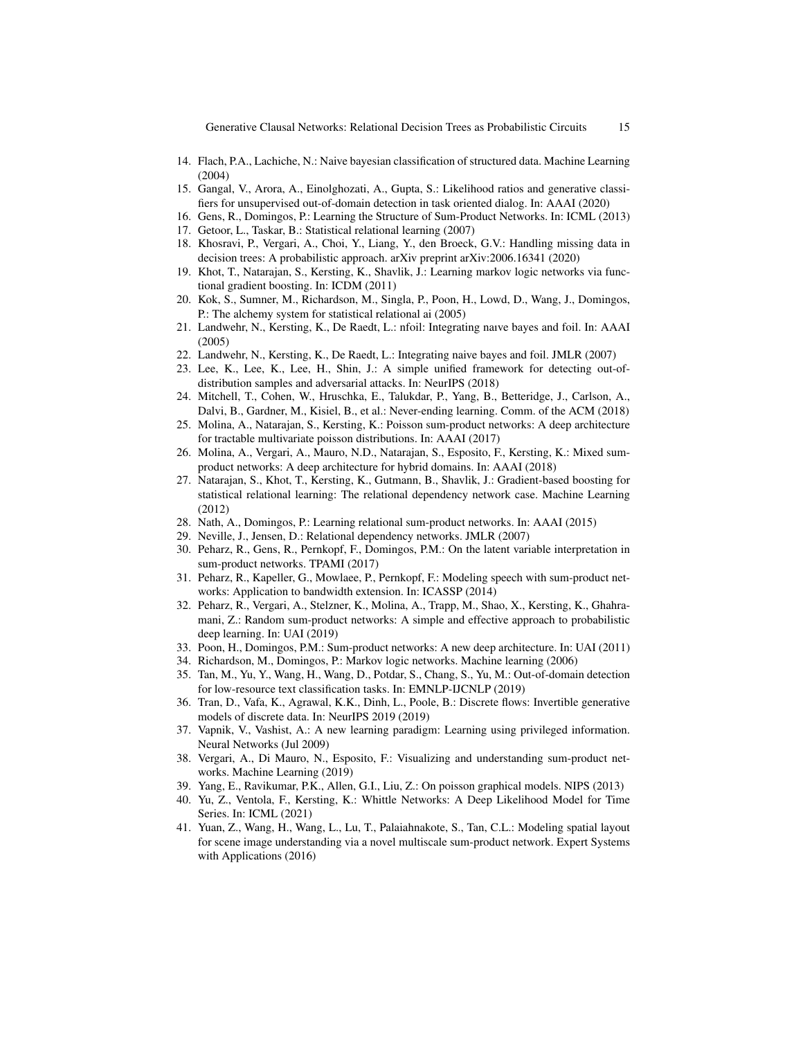14. Flach, P.A., Lachiche, N.: Naive bayesian classification of structured data. Machine Learning (2004)
15. Gangal, V., Arora, A., Einolghozati, A., Gupta, S.: Likelihood ratios and generative classifiers for unsupervised out-of-domain detection in task oriented dialog. In: AAAI (2020)
16. Gens, R., Domingos, P.: Learning the Structure of Sum-Product Networks. In: ICML (2013)
17. Getoor, L., Taskar, B.: Statistical relational learning (2007)
18. Khosravi, P., Vergari, A., Choi, Y., Liang, Y., den Broeck, G.V.: Handling missing data in decision trees: A probabilistic approach. arXiv preprint arXiv:2006.16341 (2020)
19. Khot, T., Natarajan, S., Kersting, K., Shavlik, J.: Learning markov logic networks via functional gradient boosting. In: ICDM (2011)
20. Kok, S., Sumner, M., Richardson, M., Singla, P., Poon, H., Lowd, D., Wang, J., Domingos, P.: The alchemy system for statistical relational ai (2005)
21. Landwehr, N., Kersting, K., De Raedt, L.: nfoil: Integrating naıve bayes and foil. In: AAAI (2005)
22. Landwehr, N., Kersting, K., De Raedt, L.: Integrating naive bayes and foil. JMLR (2007)
23. Lee, K., Lee, K., Lee, H., Shin, J.: A simple unified framework for detecting out-of-distribution samples and adversarial attacks. In: NeurIPS (2018)
24. Mitchell, T., Cohen, W., Hruschka, E., Talukdar, P., Yang, B., Betteridge, J., Carlson, A., Dalvi, B., Gardner, M., Kisiel, B., et al.: Never-ending learning. Comm. of the ACM (2018)
25. Molina, A., Natarajan, S., Kersting, K.: Poisson sum-product networks: A deep architecture for tractable multivariate poisson distributions. In: AAAI (2017)
26. Molina, A., Vergari, A., Mauro, N.D., Natarajan, S., Esposito, F., Kersting, K.: Mixed sum-product networks: A deep architecture for hybrid domains. In: AAAI (2018)
27. Natarajan, S., Khot, T., Kersting, K., Gutmann, B., Shavlik, J.: Gradient-based boosting for statistical relational learning: The relational dependency network case. Machine Learning (2012)
28. Nath, A., Domingos, P.: Learning relational sum-product networks. In: AAAI (2015)
29. Neville, J., Jensen, D.: Relational dependency networks. JMLR (2007)
30. Peharz, R., Gens, R., Pernkopf, F., Domingos, P.M.: On the latent variable interpretation in sum-product networks. TPAMI (2017)
31. Peharz, R., Kapeller, G., Mowlaee, P., Pernkopf, F.: Modeling speech with sum-product networks: Application to bandwidth extension. In: ICASSP (2014)
32. Peharz, R., Vergari, A., Stelzner, K., Molina, A., Trapp, M., Shao, X., Kersting, K., Ghahramani, Z.: Random sum-product networks: A simple and effective approach to probabilistic deep learning. In: UAI (2019)
33. Poon, H., Domingos, P.M.: Sum-product networks: A new deep architecture. In: UAI (2011)
34. Richardson, M., Domingos, P.: Markov logic networks. Machine learning (2006)
35. Tan, M., Yu, Y., Wang, H., Wang, D., Potdar, S., Chang, S., Yu, M.: Out-of-domain detection for low-resource text classification tasks. In: EMNLP-IJCNLP (2019)
36. Tran, D., Vafa, K., Agrawal, K.K., Dinh, L., Poole, B.: Discrete flows: Invertible generative models of discrete data. In: NeurIPS 2019 (2019)
37. Vapnik, V., Vashist, A.: A new learning paradigm: Learning using privileged information. Neural Networks (Jul 2009)
38. Vergari, A., Di Mauro, N., Esposito, F.: Visualizing and understanding sum-product networks. Machine Learning (2019)
39. Yang, E., Ravikumar, P.K., Allen, G.I., Liu, Z.: On poisson graphical models. NIPS (2013)
40. Yu, Z., Ventola, F., Kersting, K.: Whittle Networks: A Deep Likelihood Model for Time Series. In: ICML (2021)
41. Yuan, Z., Wang, H., Wang, L., Lu, T., Palaiahnakote, S., Tan, C.L.: Modeling spatial layout for scene image understanding via a novel multiscale sum-product network. Expert Systems with Applications (2016)